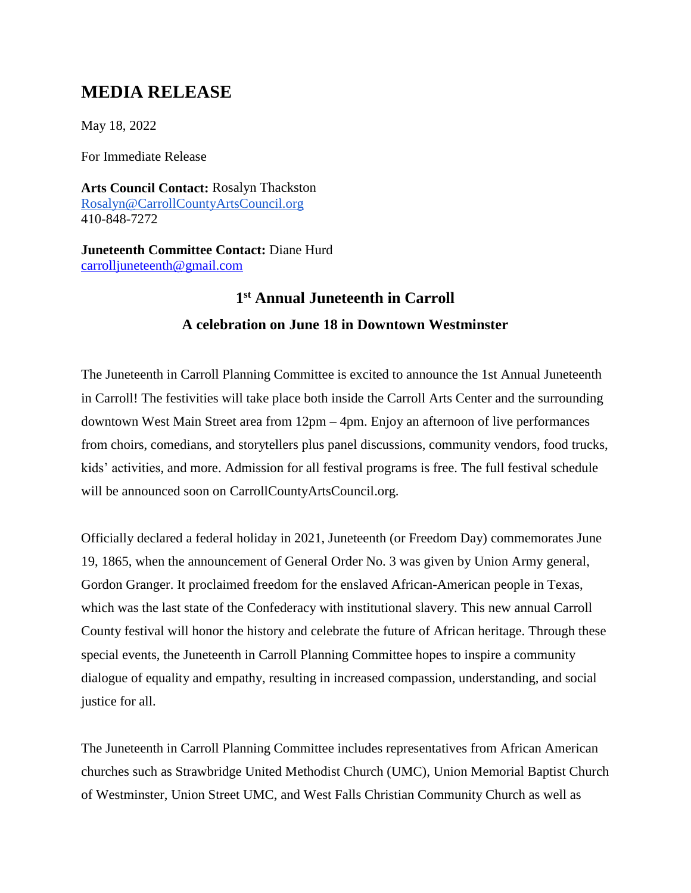# MEDIA RELEASE

May 18, 2022

For Immediate Release

**Arts Council Contact:** Rosalyn Thackston
Rosalyn@CarrollCountyArtsCouncil.org
410-848-7272

**Juneteenth Committee Contact:** Diane Hurd
carrolljuneteenth@gmail.com

## 1st Annual Juneteenth in Carroll

### A celebration on June 18 in Downtown Westminster

The Juneteenth in Carroll Planning Committee is excited to announce the 1st Annual Juneteenth in Carroll! The festivities will take place both inside the Carroll Arts Center and the surrounding downtown West Main Street area from 12pm – 4pm. Enjoy an afternoon of live performances from choirs, comedians, and storytellers plus panel discussions, community vendors, food trucks, kids' activities, and more. Admission for all festival programs is free. The full festival schedule will be announced soon on CarrollCountyArtsCouncil.org.

Officially declared a federal holiday in 2021, Juneteenth (or Freedom Day) commemorates June 19, 1865, when the announcement of General Order No. 3 was given by Union Army general, Gordon Granger. It proclaimed freedom for the enslaved African-American people in Texas, which was the last state of the Confederacy with institutional slavery. This new annual Carroll County festival will honor the history and celebrate the future of African heritage. Through these special events, the Juneteenth in Carroll Planning Committee hopes to inspire a community dialogue of equality and empathy, resulting in increased compassion, understanding, and social justice for all.

The Juneteenth in Carroll Planning Committee includes representatives from African American churches such as Strawbridge United Methodist Church (UMC), Union Memorial Baptist Church of Westminster, Union Street UMC, and West Falls Christian Community Church as well as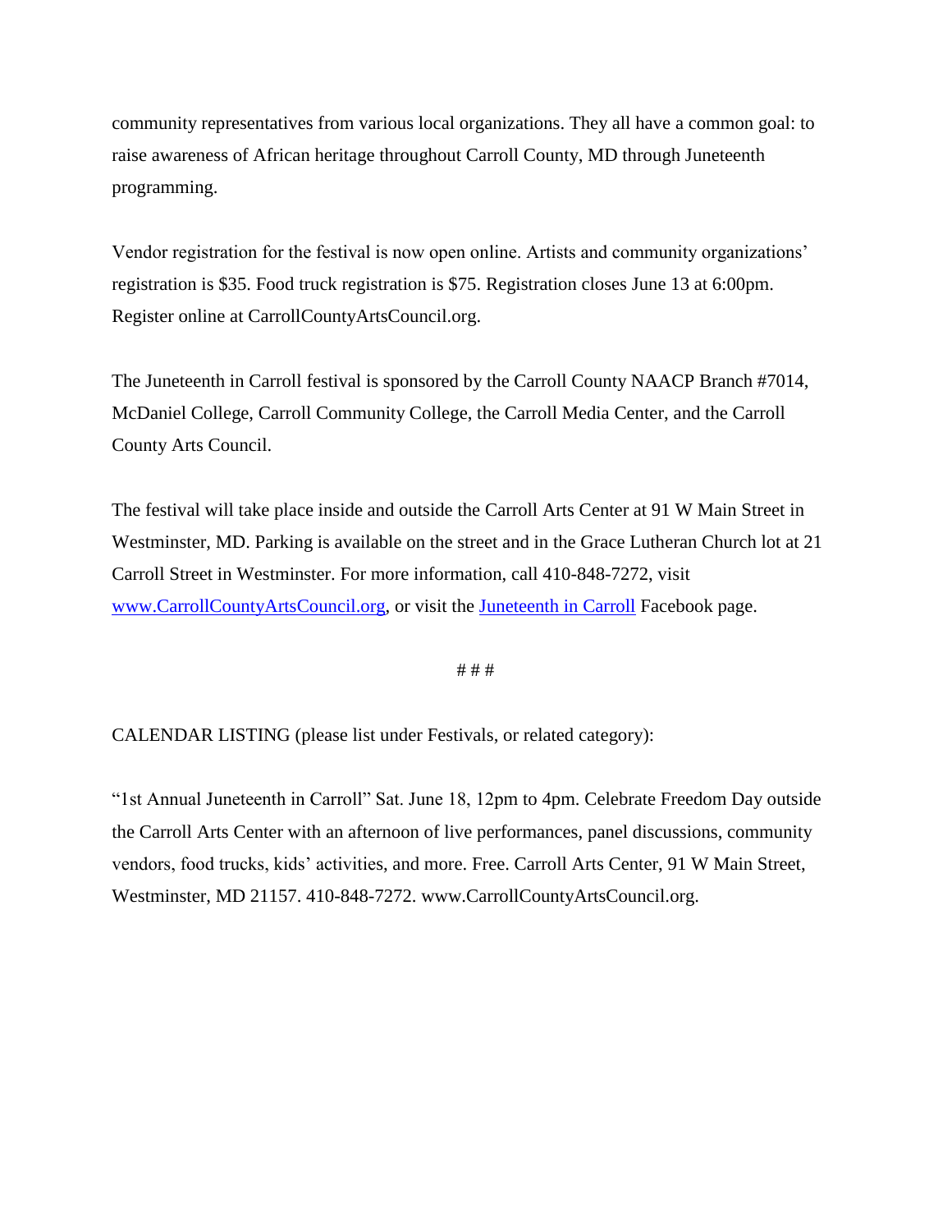community representatives from various local organizations. They all have a common goal: to raise awareness of African heritage throughout Carroll County, MD through Juneteenth programming.

Vendor registration for the festival is now open online. Artists and community organizations' registration is $35. Food truck registration is $75. Registration closes June 13 at 6:00pm. Register online at CarrollCountyArtsCouncil.org.

The Juneteenth in Carroll festival is sponsored by the Carroll County NAACP Branch #7014, McDaniel College, Carroll Community College, the Carroll Media Center, and the Carroll County Arts Council.

The festival will take place inside and outside the Carroll Arts Center at 91 W Main Street in Westminster, MD. Parking is available on the street and in the Grace Lutheran Church lot at 21 Carroll Street in Westminster. For more information, call 410-848-7272, visit [www.CarrollCountyArtsCouncil.org](www.CarrollCountyArtsCouncil.org), or visit the [Juneteenth in Carroll]() Facebook page.

# # #

CALENDAR LISTING (please list under Festivals, or related category):

"1st Annual Juneteenth in Carroll" Sat. June 18, 12pm to 4pm. Celebrate Freedom Day outside the Carroll Arts Center with an afternoon of live performances, panel discussions, community vendors, food trucks, kids' activities, and more. Free. Carroll Arts Center, 91 W Main Street, Westminster, MD 21157. 410-848-7272. www.CarrollCountyArtsCouncil.org.